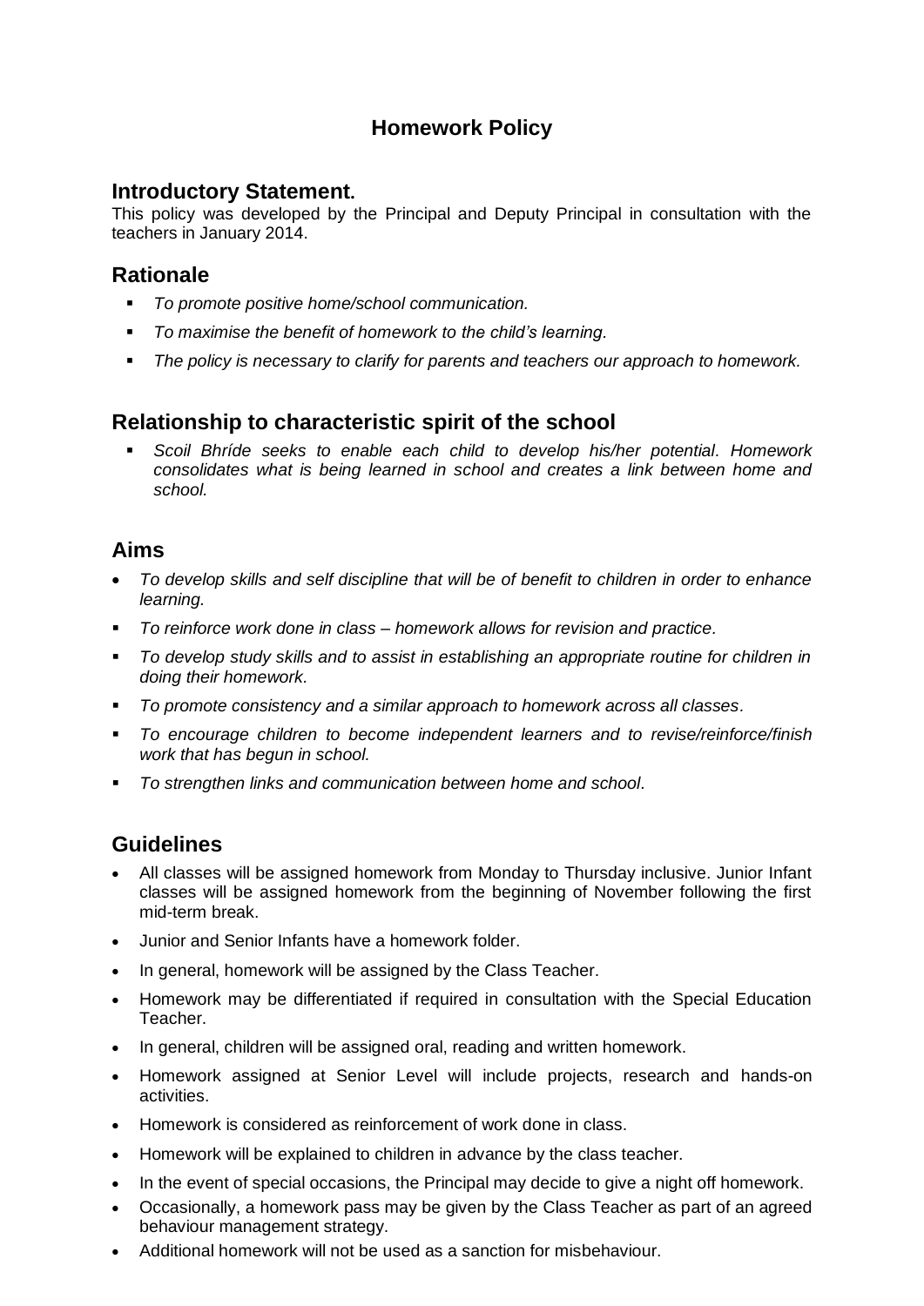# Homework Policy

## Introductory Statement.

This policy was developed by the Principal and Deputy Principal in consultation with the teachers in January 2014.

## Rationale

- *To promote positive home/school communication.*
- *To maximise the benefit of homework to the child's learning.*
- *The policy is necessary to clarify for parents and teachers our approach to homework.*

## Relationship to characteristic spirit of the school

- *Scoil Bhríde seeks to enable each child to develop his/her potential. Homework consolidates what is being learned in school and creates a link between home and school.*

## Aims

- *To develop skills and self discipline that will be of benefit to children in order to enhance learning.*
- *To reinforce work done in class – homework allows for revision and practice.*
- *To develop study skills and to assist in establishing an appropriate routine for children in doing their homework.*
- *To promote consistency and a similar approach to homework across all classes.*
- *To encourage children to become independent learners and to revise/reinforce/finish work that has begun in school.*
- *To strengthen links and communication between home and school.*

## Guidelines

- All classes will be assigned homework from Monday to Thursday inclusive. Junior Infant classes will be assigned homework from the beginning of November following the first mid-term break.
- Junior and Senior Infants have a homework folder.
- In general, homework will be assigned by the Class Teacher.
- Homework may be differentiated if required in consultation with the Special Education Teacher.
- In general, children will be assigned oral, reading and written homework.
- Homework assigned at Senior Level will include projects, research and hands-on activities.
- Homework is considered as reinforcement of work done in class.
- Homework will be explained to children in advance by the class teacher.
- In the event of special occasions, the Principal may decide to give a night off homework.
- Occasionally, a homework pass may be given by the Class Teacher as part of an agreed behaviour management strategy.
- Additional homework will not be used as a sanction for misbehaviour.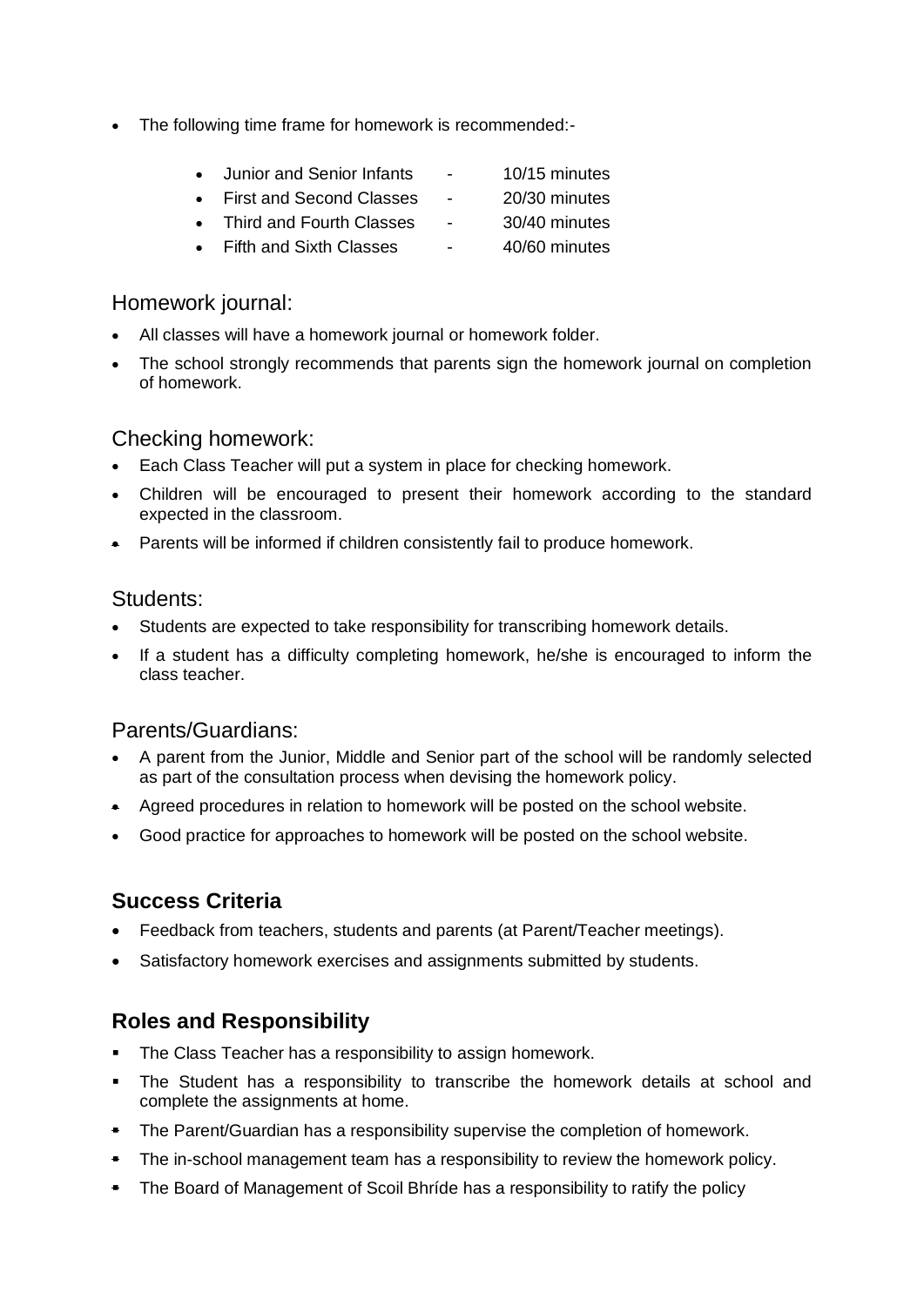- The following time frame for homework is recommended:-

  - Junior and Senior Infants - 10/15 minutes
  - First and Second Classes - 20/30 minutes
  - Third and Fourth Classes - 30/40 minutes
  - Fifth and Sixth Classes - 40/60 minutes

## Homework journal:

- All classes will have a homework journal or homework folder.
- The school strongly recommends that parents sign the homework journal on completion of homework.

## Checking homework:

- Each Class Teacher will put a system in place for checking homework.
- Children will be encouraged to present their homework according to the standard expected in the classroom.
- Parents will be informed if children consistently fail to produce homework.

## Students:

- Students are expected to take responsibility for transcribing homework details.
- If a student has a difficulty completing homework, he/she is encouraged to inform the class teacher.

## Parents/Guardians:

- A parent from the Junior, Middle and Senior part of the school will be randomly selected as part of the consultation process when devising the homework policy.
- Agreed procedures in relation to homework will be posted on the school website.
- Good practice for approaches to homework will be posted on the school website.

## Success Criteria

- Feedback from teachers, students and parents (at Parent/Teacher meetings).
- Satisfactory homework exercises and assignments submitted by students.

## Roles and Responsibility

- The Class Teacher has a responsibility to assign homework.
- The Student has a responsibility to transcribe the homework details at school and complete the assignments at home.
- The Parent/Guardian has a responsibility supervise the completion of homework.
- The in-school management team has a responsibility to review the homework policy.
- The Board of Management of Scoil Bhríde has a responsibility to ratify the policy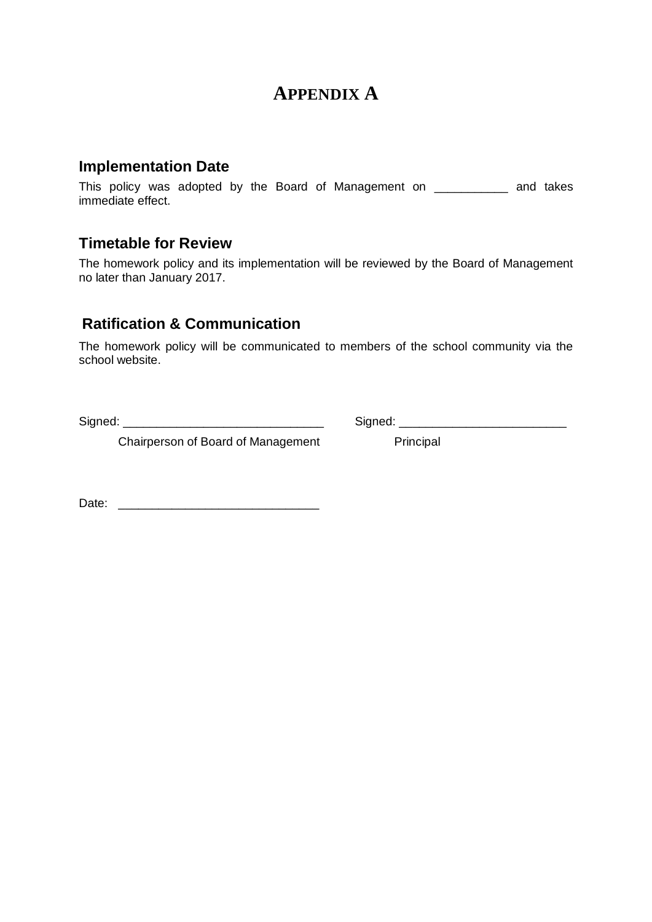# APPENDIX A

## Implementation Date

This policy was adopted by the Board of Management on ___________ and takes immediate effect.

## Timetable for Review

The homework policy and its implementation will be reviewed by the Board of Management no later than January 2017.

## Ratification & Communication

The homework policy will be communicated to members of the school community via the school website.

Signed: ______________________________ Signed: _________________________

Chairperson of Board of Management Principal

Date: ______________________________